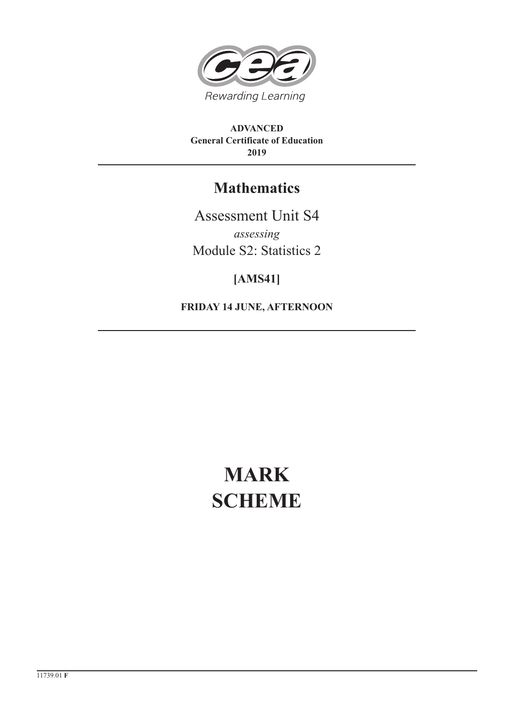Rewarding Learning

**ADVANCED**
**General Certificate of Education**
**2019**

# Mathematics

Assessment Unit S4

*assessing*

Module S2: Statistics 2

**[AMS41]**

**FRIDAY 14 JUNE, AFTERNOON**

# MARK SCHEME

11739.01 **F**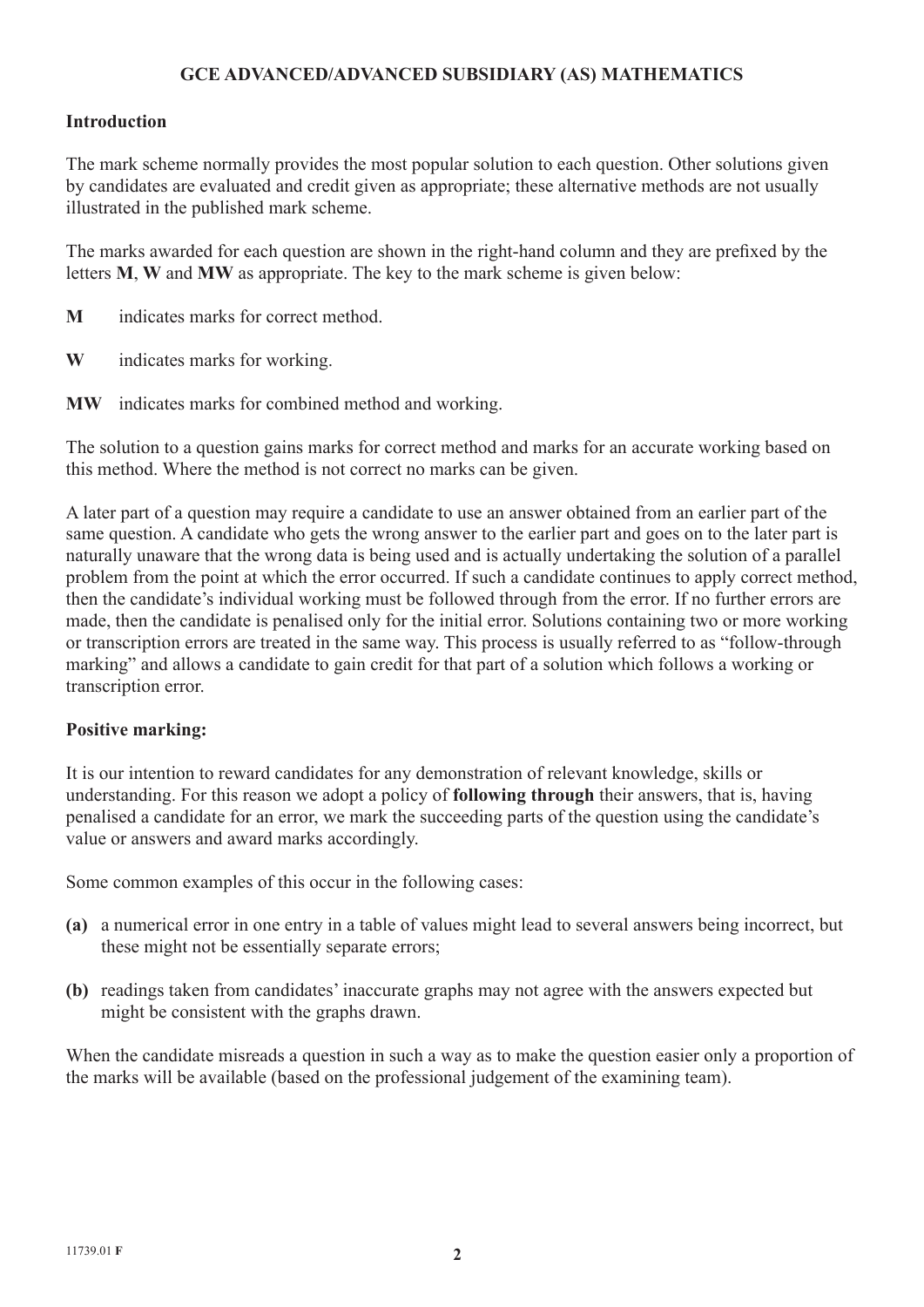# GCE ADVANCED/ADVANCED SUBSIDIARY (AS) MATHEMATICS

## Introduction

The mark scheme normally provides the most popular solution to each question. Other solutions given by candidates are evaluated and credit given as appropriate; these alternative methods are not usually illustrated in the published mark scheme.

The marks awarded for each question are shown in the right-hand column and they are prefixed by the letters **M**, **W** and **MW** as appropriate. The key to the mark scheme is given below:

**M** indicates marks for correct method.

**W** indicates marks for working.

**MW** indicates marks for combined method and working.

The solution to a question gains marks for correct method and marks for an accurate working based on this method. Where the method is not correct no marks can be given.

A later part of a question may require a candidate to use an answer obtained from an earlier part of the same question. A candidate who gets the wrong answer to the earlier part and goes on to the later part is naturally unaware that the wrong data is being used and is actually undertaking the solution of a parallel problem from the point at which the error occurred. If such a candidate continues to apply correct method, then the candidate's individual working must be followed through from the error. If no further errors are made, then the candidate is penalised only for the initial error. Solutions containing two or more working or transcription errors are treated in the same way. This process is usually referred to as "follow-through marking" and allows a candidate to gain credit for that part of a solution which follows a working or transcription error.

## Positive marking:

It is our intention to reward candidates for any demonstration of relevant knowledge, skills or understanding. For this reason we adopt a policy of **following through** their answers, that is, having penalised a candidate for an error, we mark the succeeding parts of the question using the candidate's value or answers and award marks accordingly.

Some common examples of this occur in the following cases:

**(a)** a numerical error in one entry in a table of values might lead to several answers being incorrect, but these might not be essentially separate errors;

**(b)** readings taken from candidates' inaccurate graphs may not agree with the answers expected but might be consistent with the graphs drawn.

When the candidate misreads a question in such a way as to make the question easier only a proportion of the marks will be available (based on the professional judgement of the examining team).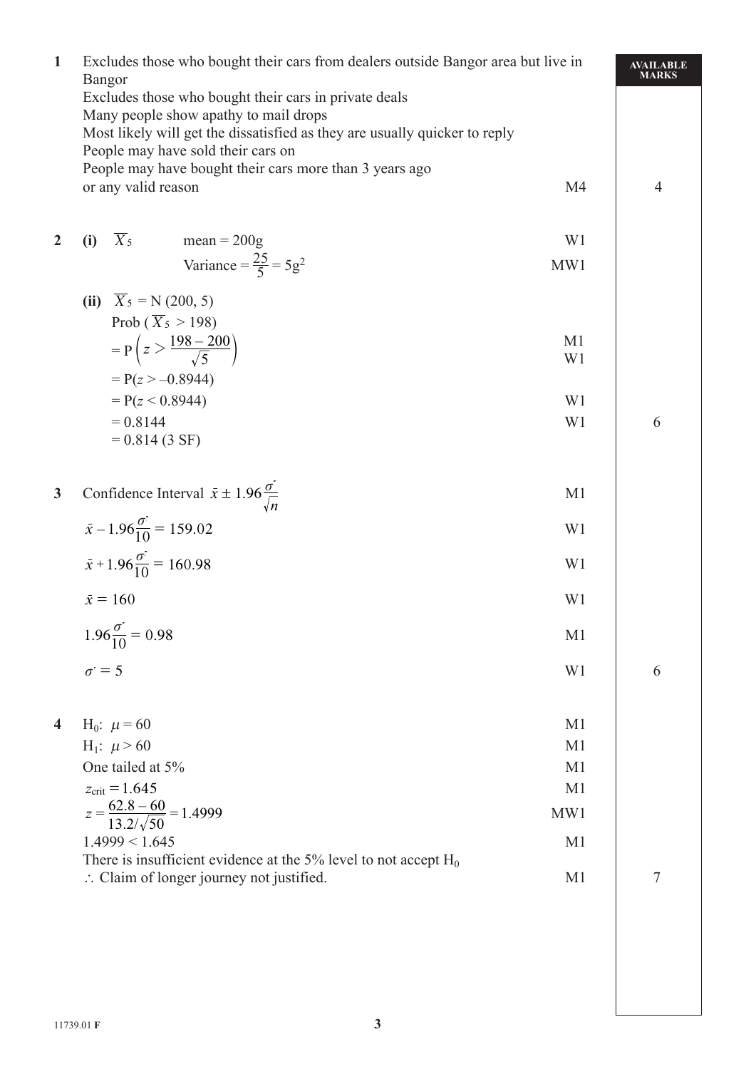| | | | AVAILABLE MARKS |
|---|---|---|---|
| **1** | Excludes those who bought their cars from dealers outside Bangor area but live in Bangor<br>Excludes those who bought their cars in private deals<br>Many people show apathy to mail drops<br>Most likely will get the dissatisfied as they are usually quicker to reply<br>People may have sold their cars on<br>People may have bought their cars more than 3 years ago<br>or any valid reason | M4 | 4 |
| **2** | **(i)** $\overline{X}_5$ mean = 200g | W1 | |
| | Variance $= \frac{25}{5} = 5\text{g}^2$ | MW1 | |
| | **(ii)** $\overline{X}_5 = \text{N}(200, 5)$ | | |
| | Prob $(\overline{X}_5 > 198)$ | | |
| | $= \text{P}\left(z > \frac{198 - 200}{\sqrt{5}}\right)$ | M1<br>W1 | |
| | $= \text{P}(z > -0.8944)$ | | |
| | $= \text{P}(z < 0.8944)$ | W1 | |
| | $= 0.8144$<br>$= 0.814$ (3 SF) | W1 | 6 |
| **3** | Confidence Interval $\bar{x} \pm 1.96\frac{\sigma}{\sqrt{n}}$ | M1 | |
| | $\bar{x} - 1.96\frac{\sigma}{10} = 159.02$ | W1 | |
| | $\bar{x} + 1.96\frac{\sigma}{10} = 160.98$ | W1 | |
| | $\bar{x} = 160$ | W1 | |
| | $1.96\frac{\sigma}{10} = 0.98$ | M1 | |
| | $\sigma = 5$ | W1 | 6 |
| **4** | $\text{H}_0$: $\mu = 60$ | M1 | |
| | $\text{H}_1$: $\mu > 60$ | M1 | |
| | One tailed at 5% | M1 | |
| | $z_{\text{crit}} = 1.645$ | M1 | |
| | $z = \frac{62.8 - 60}{13.2/\sqrt{50}} = 1.4999$ | MW1 | |
| | $1.4999 < 1.645$ | M1 | |
| | There is insufficient evidence at the 5% level to not accept $\text{H}_0$<br>$\therefore$ Claim of longer journey not justified. | M1 | 7 |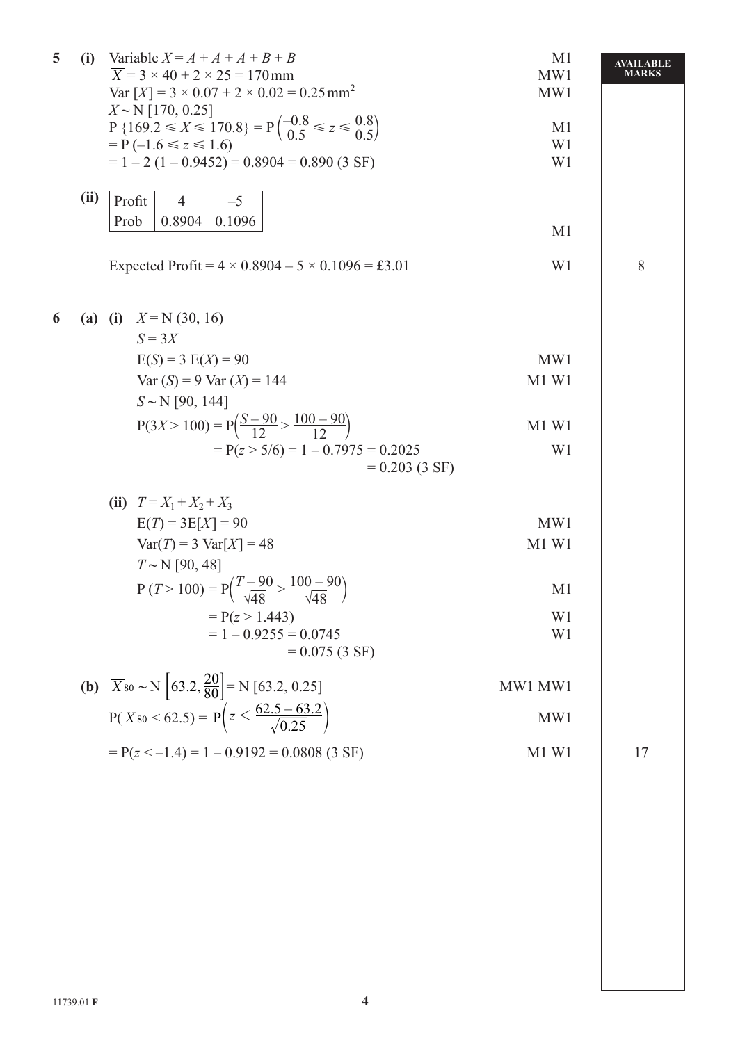| | | | | AVAILABLE MARKS |
|---|---|---|---|---|
| **5** | **(i)** | Variable $X = A + A + A + B + B$ | M1 | |
| | | $\overline{X} = 3 \times 40 + 2 \times 25 = 170\,\text{mm}$ | MW1 | |
| | | $\text{Var}\,[X] = 3 \times 0.07 + 2 \times 0.02 = 0.25\,\text{mm}^2$ | MW1 | |
| | | $X \sim \text{N}\,[170, 0.25]$ | | |
| | | $\text{P}\,\{169.2 \leqslant X \leqslant 170.8\} = \text{P}\left(\frac{-0.8}{0.5} \leqslant z \leqslant \frac{0.8}{0.5}\right)$ | M1 | |
| | | $= \text{P}\,(-1.6 \leqslant z \leqslant 1.6)$ | W1 | |
| | | $= 1 - 2\,(1 - 0.9452) = 0.8904 = 0.890$ (3 SF) | W1 | |
| | **(ii)** | Profit: 4, –5; Prob: 0.8904, 0.1096 | M1 | |
| | | Expected Profit $= 4 \times 0.8904 - 5 \times 0.1096 = £3.01$ | W1 | 8 |
| **6** | **(a) (i)** | $X = \text{N}\,(30, 16)$ | | |
| | | $S = 3X$ | | |
| | | $\text{E}(S) = 3\ \text{E}(X) = 90$ | MW1 | |
| | | $\text{Var}\,(S) = 9\ \text{Var}\,(X) = 144$ | M1 W1 | |
| | | $S \sim \text{N}\,[90, 144]$ | | |
| | | $\text{P}(3X > 100) = \text{P}\left(\frac{S-90}{12} > \frac{100-90}{12}\right)$ | M1 W1 | |
| | | $= \text{P}(z > 5/6) = 1 - 0.7975 = 0.2025$ | W1 | |
| | | $= 0.203$ (3 SF) | | |
| | **(ii)** | $T = X_1 + X_2 + X_3$ | | |
| | | $\text{E}(T) = 3\text{E}[X] = 90$ | MW1 | |
| | | $\text{Var}(T) = 3\ \text{Var}[X] = 48$ | M1 W1 | |
| | | $T \sim \text{N}\,[90, 48]$ | | |
| | | $\text{P}\,(T > 100) = \text{P}\left(\frac{T-90}{\sqrt{48}} > \frac{100-90}{\sqrt{48}}\right)$ | M1 | |
| | | $= \text{P}(z > 1.443)$ | W1 | |
| | | $= 1 - 0.9255 = 0.0745$ | W1 | |
| | | $= 0.075$ (3 SF) | | |
| | **(b)** | $\overline{X}_{80} \sim \text{N}\left[63.2, \frac{20}{80}\right] = \text{N}\,[63.2, 0.25]$ | MW1 MW1 | |
| | | $\text{P}(\overline{X}_{80} < 62.5) = \text{P}\left(z < \frac{62.5 - 63.2}{\sqrt{0.25}}\right)$ | MW1 | |
| | | $= \text{P}(z < -1.4) = 1 - 0.9192 = 0.0808$ (3 SF) | M1 W1 | 17 |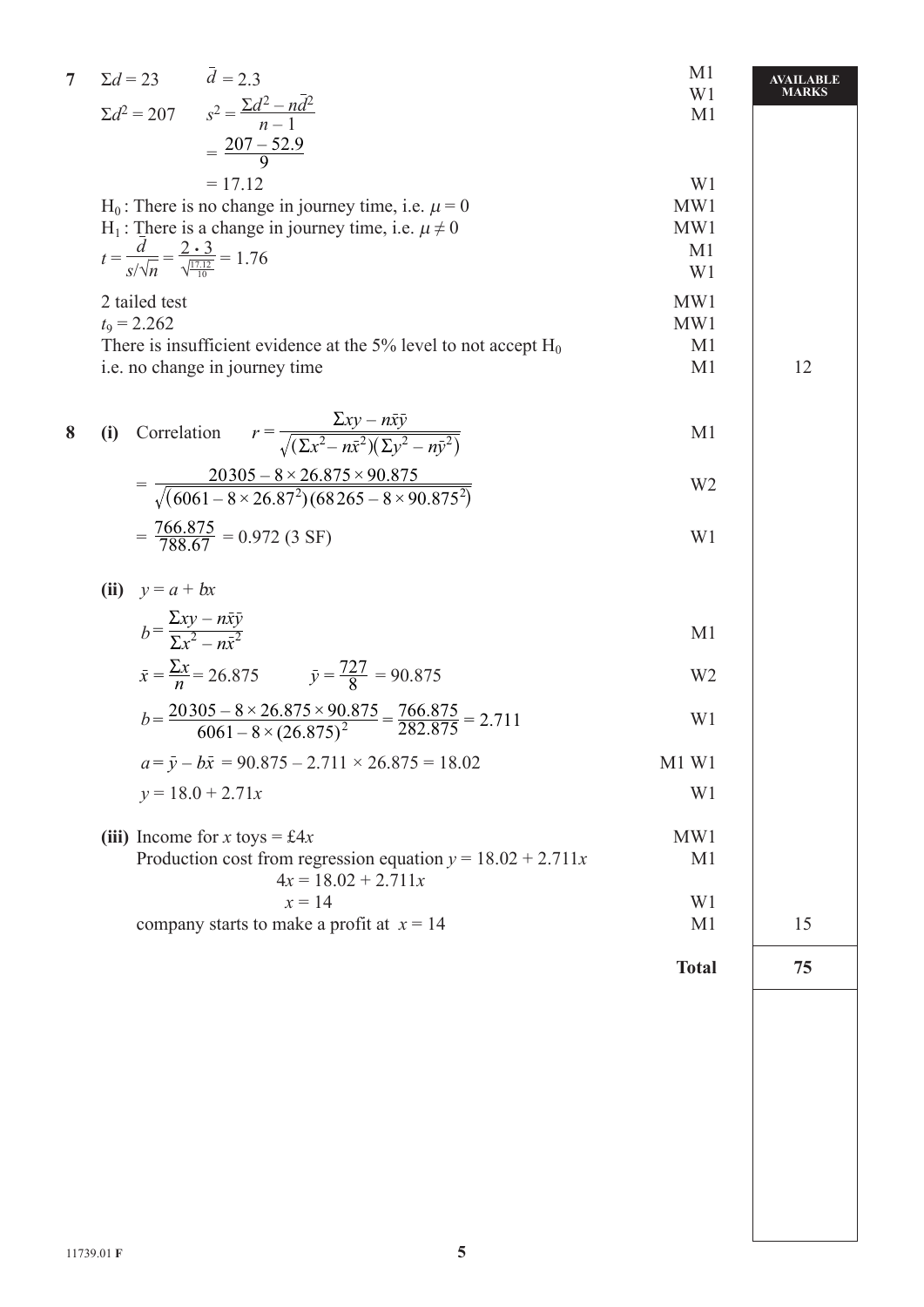| | | AVAILABLE MARKS |
|---|---|---|
| **7** $\Sigma d = 23 \qquad \bar{d} = 2.3$ | M1 W1 | |
| $\Sigma d^2 = 207 \qquad s^2 = \dfrac{\Sigma d^2 - n\bar{d}^2}{n-1}$ | M1 | |
| $= \dfrac{207 - 52.9}{9}$ | | |
| $= 17.12$ | W1 | |
| $H_0$ : There is no change in journey time, i.e. $\mu = 0$ | MW1 | |
| $H_1$ : There is a change in journey time, i.e. $\mu \neq 0$ | MW1 | |
| $t = \dfrac{\bar{d}}{s/\sqrt{n}} = \dfrac{2 \cdot 3}{\sqrt{\frac{17.12}{10}}} = 1.76$ | M1 W1 | |
| 2 tailed test | MW1 | |
| $t_9 = 2.262$ | MW1 | |
| There is insufficient evidence at the 5% level to not accept $H_0$ | M1 | |
| i.e. no change in journey time | M1 | 12 |
| **8** **(i)** Correlation $\quad r = \dfrac{\Sigma xy - n\bar{x}\bar{y}}{\sqrt{(\Sigma x^2 - n\bar{x}^2)(\Sigma y^2 - n\bar{y}^2)}}$ | M1 | |
| $= \dfrac{20305 - 8 \times 26.875 \times 90.875}{\sqrt{(6061 - 8 \times 26.87^2)(68265 - 8 \times 90.875^2)}}$ | W2 | |
| $= \dfrac{766.875}{788.67} = 0.972$ (3 SF) | W1 | |
| **(ii)** $y = a + bx$ | | |
| $b = \dfrac{\Sigma xy - n\bar{x}\bar{y}}{\Sigma x^2 - n\bar{x}^2}$ | M1 | |
| $\bar{x} = \dfrac{\Sigma x}{n} = 26.875 \qquad \bar{y} = \dfrac{727}{8} = 90.875$ | W2 | |
| $b = \dfrac{20305 - 8 \times 26.875 \times 90.875}{6061 - 8 \times (26.875)^2} = \dfrac{766.875}{282.875} = 2.711$ | W1 | |
| $a = \bar{y} - b\bar{x} = 90.875 - 2.711 \times 26.875 = 18.02$ | M1 W1 | |
| $y = 18.0 + 2.71x$ | W1 | |
| **(iii)** Income for $x$ toys = £$4x$ | MW1 | |
| Production cost from regression equation $y = 18.02 + 2.711x$ | M1 | |
| $4x = 18.02 + 2.711x$ | | |
| $x = 14$ | W1 | |
| company starts to make a profit at $x = 14$ | M1 | 15 |
| | **Total** | **75** |